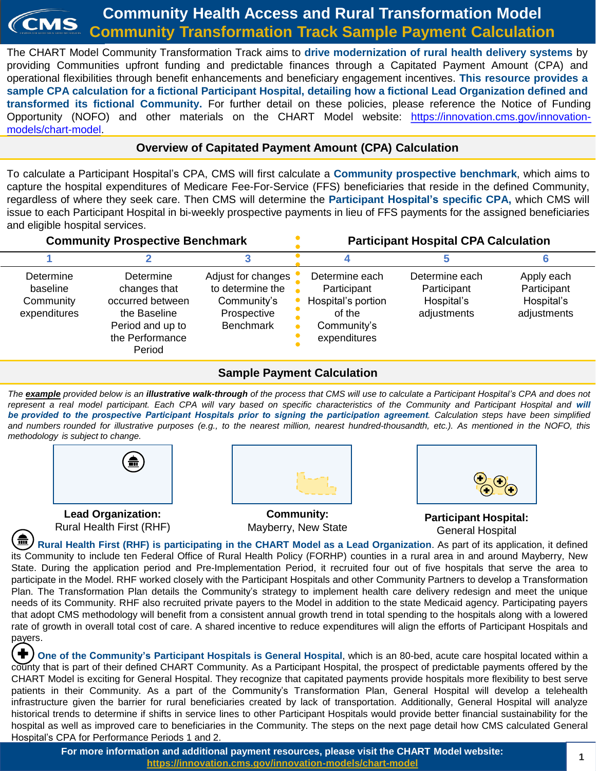# Community Health Access and Rural Transformation Model
## Community Transformation Track Sample Payment Calculation

The CHART Model Community Transformation Track aims to **drive modernization of rural health delivery systems** by providing Communities upfront funding and predictable finances through a Capitated Payment Amount (CPA) and operational flexibilities through benefit enhancements and beneficiary engagement incentives. **This resource provides a sample CPA calculation for a fictional Participant Hospital, detailing how a fictional Lead Organization defined and transformed its fictional Community.** For further detail on these policies, please reference the Notice of Funding Opportunity (NOFO) and other materials on the CHART Model website: https://innovation.cms.gov/innovation-models/chart-model.

## Overview of Capitated Payment Amount (CPA) Calculation

To calculate a Participant Hospital's CPA, CMS will first calculate a **Community prospective benchmark**, which aims to capture the hospital expenditures of Medicare Fee-For-Service (FFS) beneficiaries that reside in the defined Community, regardless of where they seek care. Then CMS will determine the **Participant Hospital's specific CPA,** which CMS will issue to each Participant Hospital in bi-weekly prospective payments in lieu of FFS payments for the assigned beneficiaries and eligible hospital services.

| Community Prospective Benchmark | | | Participant Hospital CPA Calculation | | |
|---|---|---|---|---|---|
| 1 | 2 | 3 | 4 | 5 | 6 |
| Determine baseline Community expenditures | Determine changes that occurred between the Baseline Period and up to the Performance Period | Adjust for changes to determine the Community's Prospective Benchmark | Determine each Participant Hospital's portion of the Community's expenditures | Determine each Participant Hospital's adjustments | Apply each Participant Hospital's adjustments |

## Sample Payment Calculation

*The* ***example*** *provided below is an* ***illustrative walk-through*** *of the process that CMS will use to calculate a Participant Hospital's CPA and does not represent a real model participant. Each CPA will vary based on specific characteristics of the Community and Participant Hospital and* ***will be provided to the prospective Participant Hospitals prior to signing the participation agreement****. Calculation steps have been simplified and numbers rounded for illustrative purposes (e.g., to the nearest million, nearest hundred-thousandth, etc.). As mentioned in the NOFO, this methodology is subject to change.*

**Lead Organization:** Rural Health First (RHF)

**Community:** Mayberry, New State

**Participant Hospital:** General Hospital

**Rural Health First (RHF) is participating in the CHART Model as a Lead Organization**. As part of its application, it defined its Community to include ten Federal Office of Rural Health Policy (FORHP) counties in a rural area in and around Mayberry, New State. During the application period and Pre-Implementation Period, it recruited four out of five hospitals that serve the area to participate in the Model. RHF worked closely with the Participant Hospitals and other Community Partners to develop a Transformation Plan. The Transformation Plan details the Community's strategy to implement health care delivery redesign and meet the unique needs of its Community. RHF also recruited private payers to the Model in addition to the state Medicaid agency. Participating payers that adopt CMS methodology will benefit from a consistent annual growth trend in total spending to the hospitals along with a lowered rate of growth in overall total cost of care. A shared incentive to reduce expenditures will align the efforts of Participant Hospitals and payers.

**One of the Community's Participant Hospitals is General Hospital**, which is an 80-bed, acute care hospital located within a county that is part of their defined CHART Community. As a Participant Hospital, the prospect of predictable payments offered by the CHART Model is exciting for General Hospital. They recognize that capitated payments provide hospitals more flexibility to best serve patients in their Community. As a part of the Community's Transformation Plan, General Hospital will develop a telehealth infrastructure given the barrier for rural beneficiaries created by lack of transportation. Additionally, General Hospital will analyze historical trends to determine if shifts in service lines to other Participant Hospitals would provide better financial sustainability for the hospital as well as improved care to beneficiaries in the Community. The steps on the next page detail how CMS calculated General Hospital's CPA for Performance Periods 1 and 2.

**For more information and additional payment resources, please visit the CHART Model website:** https://innovation.cms.gov/innovation-models/chart-model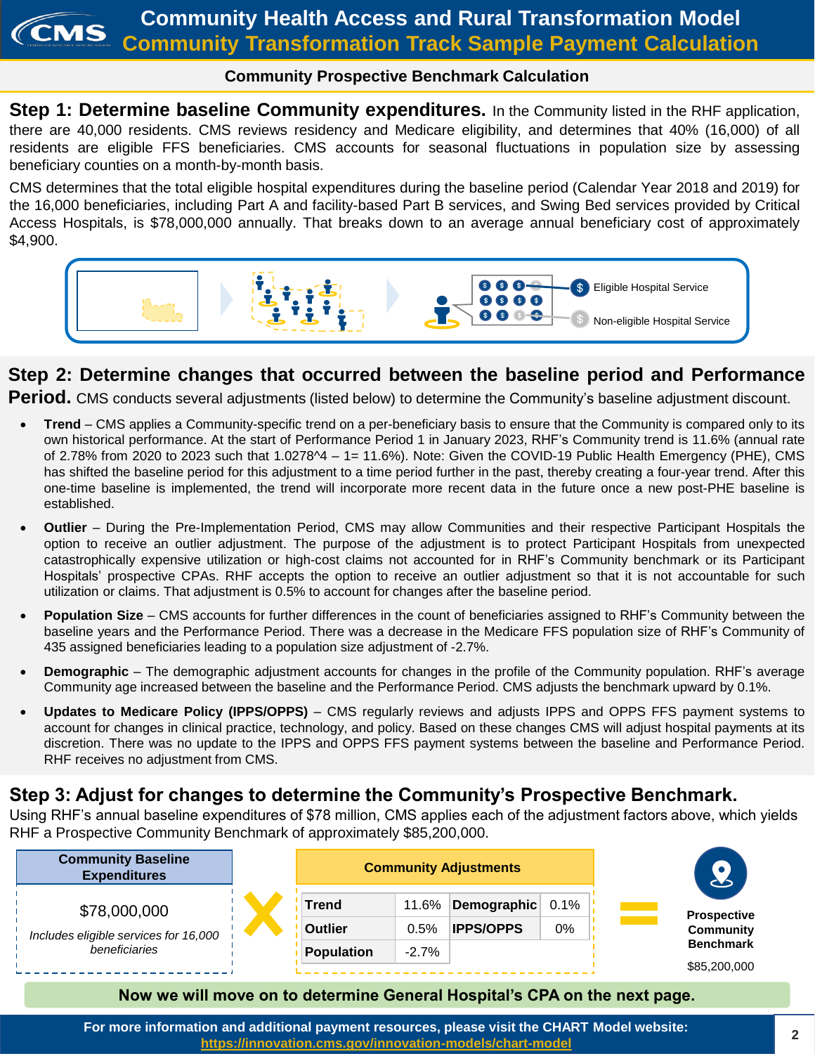# Community Health Access and Rural Transformation Model

## Community Transformation Track Sample Payment Calculation

### Community Prospective Benchmark Calculation

**Step 1: Determine baseline Community expenditures.** In the Community listed in the RHF application, there are 40,000 residents. CMS reviews residency and Medicare eligibility, and determines that 40% (16,000) of all residents are eligible FFS beneficiaries. CMS accounts for seasonal fluctuations in population size by assessing beneficiary counties on a month-by-month basis.

CMS determines that the total eligible hospital expenditures during the baseline period (Calendar Year 2018 and 2019) for the 16,000 beneficiaries, including Part A and facility-based Part B services, and Swing Bed services provided by Critical Access Hospitals, is $78,000,000 annually. That breaks down to an average annual beneficiary cost of approximately $4,900.

Eligible Hospital Service

Non-eligible Hospital Service

**Step 2: Determine changes that occurred between the baseline period and Performance Period.** CMS conducts several adjustments (listed below) to determine the Community's baseline adjustment discount.

- **Trend** – CMS applies a Community-specific trend on a per-beneficiary basis to ensure that the Community is compared only to its own historical performance. At the start of Performance Period 1 in January 2023, RHF's Community trend is 11.6% (annual rate of 2.78% from 2020 to 2023 such that 1.0278^4 – 1= 11.6%). Note: Given the COVID-19 Public Health Emergency (PHE), CMS has shifted the baseline period for this adjustment to a time period further in the past, thereby creating a four-year trend. After this one-time baseline is implemented, the trend will incorporate more recent data in the future once a new post-PHE baseline is established.
- **Outlier** – During the Pre-Implementation Period, CMS may allow Communities and their respective Participant Hospitals the option to receive an outlier adjustment. The purpose of the adjustment is to protect Participant Hospitals from unexpected catastrophically expensive utilization or high-cost claims not accounted for in RHF's Community benchmark or its Participant Hospitals' prospective CPAs. RHF accepts the option to receive an outlier adjustment so that it is not accountable for such utilization or claims. That adjustment is 0.5% to account for changes after the baseline period.
- **Population Size** – CMS accounts for further differences in the count of beneficiaries assigned to RHF's Community between the baseline years and the Performance Period. There was a decrease in the Medicare FFS population size of RHF's Community of 435 assigned beneficiaries leading to a population size adjustment of -2.7%.
- **Demographic** – The demographic adjustment accounts for changes in the profile of the Community population. RHF's average Community age increased between the baseline and the Performance Period. CMS adjusts the benchmark upward by 0.1%.
- **Updates to Medicare Policy (IPPS/OPPS)** – CMS regularly reviews and adjusts IPPS and OPPS FFS payment systems to account for changes in clinical practice, technology, and policy. Based on these changes CMS will adjust hospital payments at its discretion. There was no update to the IPPS and OPPS FFS payment systems between the baseline and Performance Period. RHF receives no adjustment from CMS.

**Step 3: Adjust for changes to determine the Community's Prospective Benchmark.** Using RHF's annual baseline expenditures of $78 million, CMS applies each of the adjustment factors above, which yields RHF a Prospective Community Benchmark of approximately $85,200,000.

**Community Baseline Expenditures**

$78,000,000

*Includes eligible services for 16,000 beneficiaries*

×

**Community Adjustments**

| | | | |
|---|---|---|---|
| **Trend** | 11.6% | **Demographic** | 0.1% |
| **Outlier** | 0.5% | **IPPS/OPPS** | 0% |
| **Population** | -2.7% | | |

=

**Prospective Community Benchmark**

$85,200,000

**Now we will move on to determine General Hospital's CPA on the next page.**

**For more information and additional payment resources, please visit the CHART Model website:** https://innovation.cms.gov/innovation-models/chart-model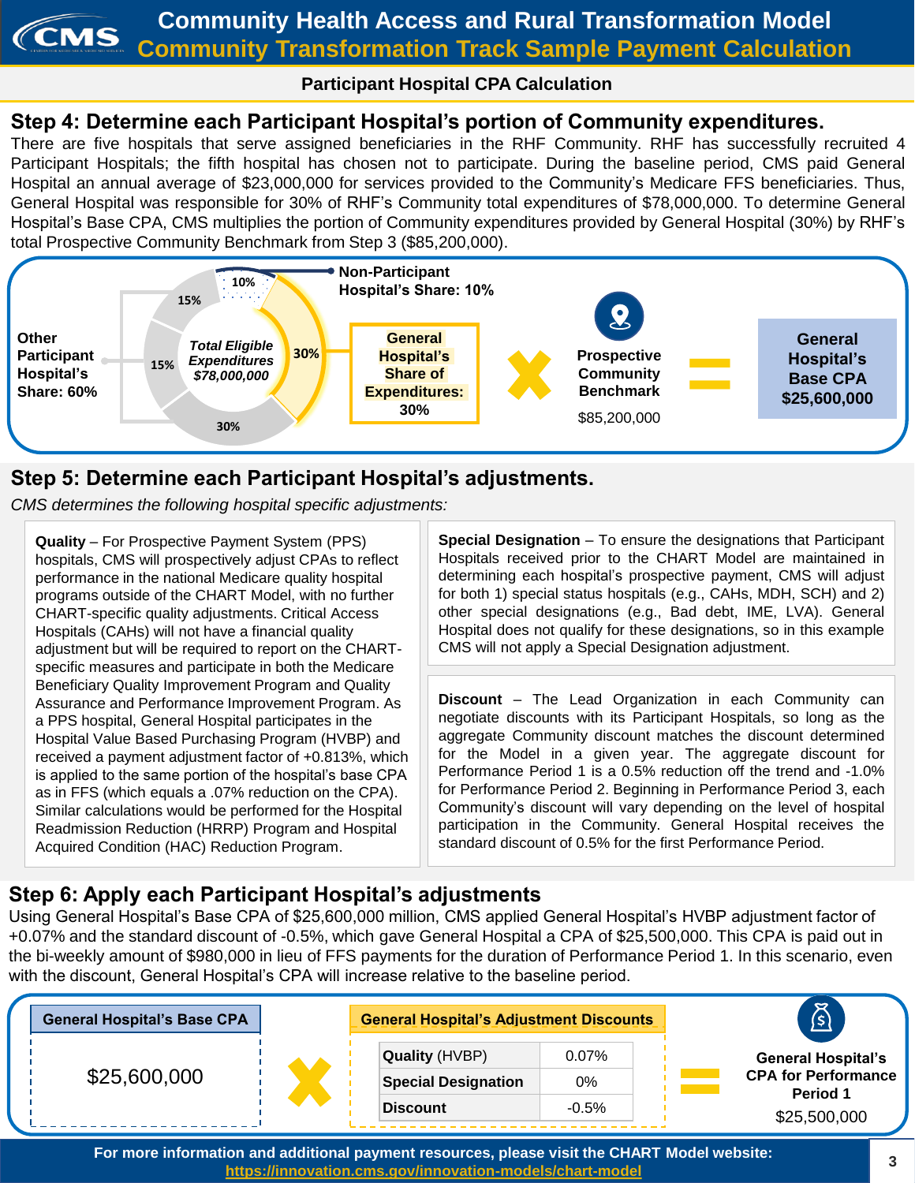# Community Health Access and Rural Transformation Model

## Community Transformation Track Sample Payment Calculation

### Participant Hospital CPA Calculation

## Step 4: Determine each Participant Hospital's portion of Community expenditures.

There are five hospitals that serve assigned beneficiaries in the RHF Community. RHF has successfully recruited 4 Participant Hospitals; the fifth hospital has chosen not to participate. During the baseline period, CMS paid General Hospital an annual average of $23,000,000 for services provided to the Community's Medicare FFS beneficiaries. Thus, General Hospital was responsible for 30% of RHF's Community total expenditures of $78,000,000. To determine General Hospital's Base CPA, CMS multiplies the portion of Community expenditures provided by General Hospital (30%) by RHF's total Prospective Community Benchmark from Step 3 ($85,200,000).

Total Eligible Expenditures $78,000,000: 10%, 30%, 30%, 15%, 15%

Non-Participant Hospital's Share: 10%

Other Participant Hospital's Share: 60%

**General Hospital's Share of Expenditures: 30%** × **Prospective Community Benchmark** $85,200,000 = **General Hospital's Base CPA $25,600,000**

## Step 5: Determine each Participant Hospital's adjustments.

*CMS determines the following hospital specific adjustments:*

**Quality** – For Prospective Payment System (PPS) hospitals, CMS will prospectively adjust CPAs to reflect performance in the national Medicare quality hospital programs outside of the CHART Model, with no further CHART-specific quality adjustments. Critical Access Hospitals (CAHs) will not have a financial quality adjustment but will be required to report on the CHART-specific measures and participate in both the Medicare Beneficiary Quality Improvement Program and Quality Assurance and Performance Improvement Program. As a PPS hospital, General Hospital participates in the Hospital Value Based Purchasing Program (HVBP) and received a payment adjustment factor of +0.813%, which is applied to the same portion of the hospital's base CPA as in FFS (which equals a .07% reduction on the CPA). Similar calculations would be performed for the Hospital Readmission Reduction (HRRP) Program and Hospital Acquired Condition (HAC) Reduction Program.

**Special Designation** – To ensure the designations that Participant Hospitals received prior to the CHART Model are maintained in determining each hospital's prospective payment, CMS will adjust for both 1) special status hospitals (e.g., CAHs, MDH, SCH) and 2) other special designations (e.g., Bad debt, IME, LVA). General Hospital does not qualify for these designations, so in this example CMS will not apply a Special Designation adjustment.

**Discount** – The Lead Organization in each Community can negotiate discounts with its Participant Hospitals, so long as the aggregate Community discount matches the discount determined for the Model in a given year. The aggregate discount for Performance Period 1 is a 0.5% reduction off the trend and -1.0% for Performance Period 2. Beginning in Performance Period 3, each Community's discount will vary depending on the level of hospital participation in the Community. General Hospital receives the standard discount of 0.5% for the first Performance Period.

## Step 6: Apply each Participant Hospital's adjustments

Using General Hospital's Base CPA of $25,600,000 million, CMS applied General Hospital's HVBP adjustment factor of +0.07% and the standard discount of -0.5%, which gave General Hospital a CPA of $25,500,000. This CPA is paid out in the bi-weekly amount of $980,000 in lieu of FFS payments for the duration of Performance Period 1. In this scenario, even with the discount, General Hospital's CPA will increase relative to the baseline period.

**General Hospital's Base CPA**

$25,600,000

×

**General Hospital's Adjustment Discounts**

| | |
|---|---|
| **Quality** (HVBP) | 0.07% |
| **Special Designation** | 0% |
| **Discount** | -0.5% |

=

**General Hospital's CPA for Performance Period 1**

$25,500,000

**For more information and additional payment resources, please visit the CHART Model website:** https://innovation.cms.gov/innovation-models/chart-model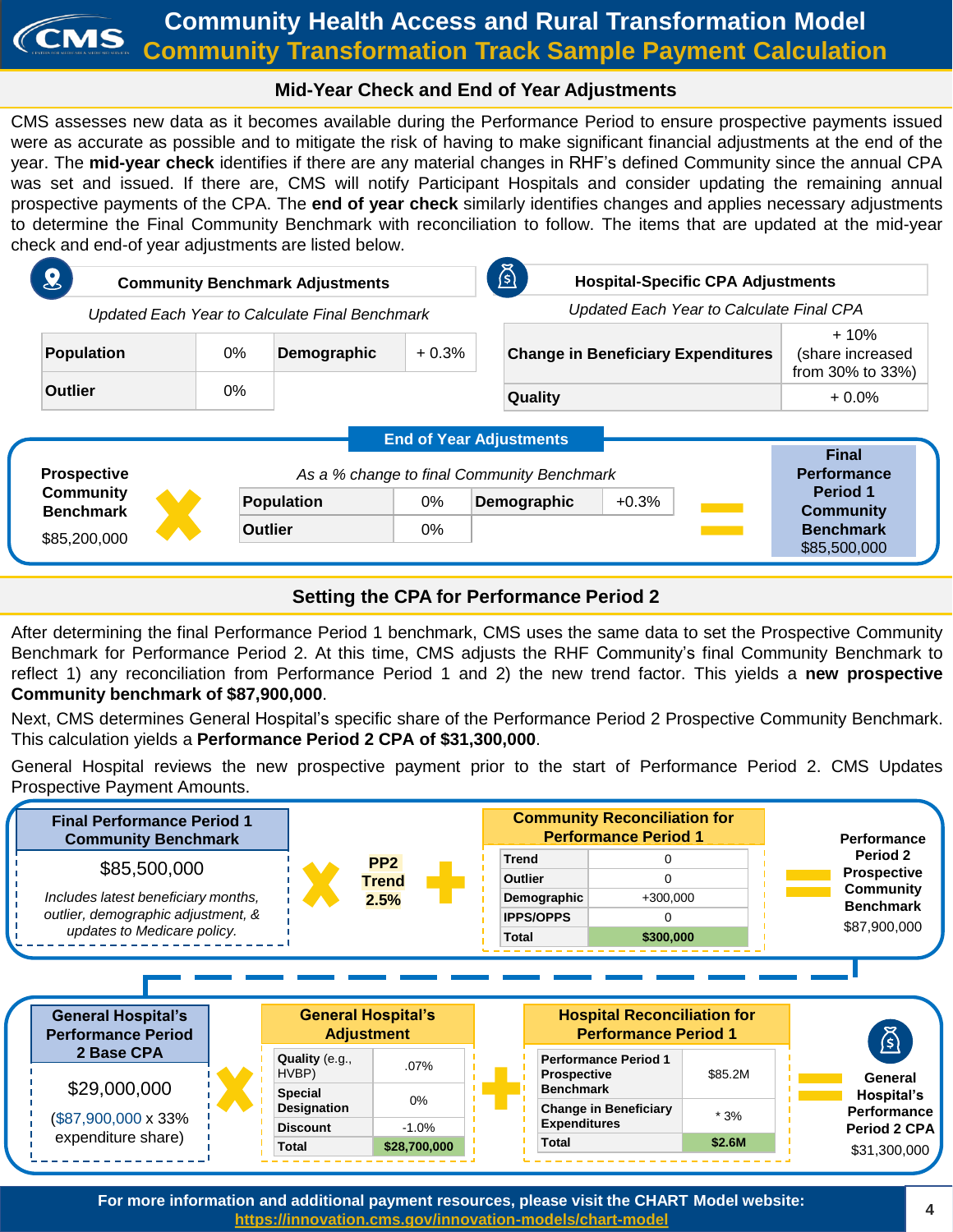# Community Health Access and Rural Transformation Model
## Community Transformation Track Sample Payment Calculation

### Mid-Year Check and End of Year Adjustments

CMS assesses new data as it becomes available during the Performance Period to ensure prospective payments issued were as accurate as possible and to mitigate the risk of having to make significant financial adjustments at the end of the year. The **mid-year check** identifies if there are any material changes in RHF's defined Community since the annual CPA was set and issued. If there are, CMS will notify Participant Hospitals and consider updating the remaining annual prospective payments of the CPA. The **end of year check** similarly identifies changes and applies necessary adjustments to determine the Final Community Benchmark with reconciliation to follow. The items that are updated at the mid-year check and end-of year adjustments are listed below.

**Community Benchmark Adjustments**

*Updated Each Year to Calculate Final Benchmark*

| | | | |
|---|---|---|---|
| **Population** | 0% | **Demographic** | + 0.3% |
| **Outlier** | 0% | | |

**Hospital-Specific CPA Adjustments**

*Updated Each Year to Calculate Final CPA*

| | |
|---|---|
| **Change in Beneficiary Expenditures** | + 10% (share increased from 30% to 33%) |
| **Quality** | + 0.0% |

**End of Year Adjustments**

**Prospective Community Benchmark** $85,200,000 × *As a % change to final Community Benchmark*

| | | | |
|---|---|---|---|
| **Population** | 0% | **Demographic** | +0.3% |
| **Outlier** | 0% | | |

= **Final Performance Period 1 Community Benchmark** $85,500,000

### Setting the CPA for Performance Period 2

After determining the final Performance Period 1 benchmark, CMS uses the same data to set the Prospective Community Benchmark for Performance Period 2. At this time, CMS adjusts the RHF Community's final Community Benchmark to reflect 1) any reconciliation from Performance Period 1 and 2) the new trend factor. This yields a **new prospective Community benchmark of $87,900,000**.

Next, CMS determines General Hospital's specific share of the Performance Period 2 Prospective Community Benchmark. This calculation yields a **Performance Period 2 CPA of $31,300,000**.

General Hospital reviews the new prospective payment prior to the start of Performance Period 2. CMS Updates Prospective Payment Amounts.

**Final Performance Period 1 Community Benchmark**

$85,500,000

*Includes latest beneficiary months, outlier, demographic adjustment, & updates to Medicare policy.*

× **PP2 Trend 2.5%** +

**Community Reconciliation for Performance Period 1**

| | |
|---|---|
| **Trend** | 0 |
| **Outlier** | 0 |
| **Demographic** | +300,000 |
| **IPPS/OPPS** | 0 |
| **Total** | **$300,000** |

= **Performance Period 2 Prospective Community Benchmark** $87,900,000

**General Hospital's Performance Period 2 Base CPA**

$29,000,000

($87,900,000 x 33% expenditure share)

×

**General Hospital's Adjustment**

| | |
|---|---|
| **Quality** (e.g., HVBP) | .07% |
| **Special Designation** | 0% |
| **Discount** | -1.0% |
| **Total** | **$28,700,000** |

+

**Hospital Reconciliation for Performance Period 1**

| | |
|---|---|
| **Performance Period 1 Prospective Benchmark** | $85.2M |
| **Change in Beneficiary Expenditures** | * 3% |
| **Total** | **$2.6M** |

= **General Hospital's Performance Period 2 CPA** $31,300,000

**For more information and additional payment resources, please visit the CHART Model website:**
https://innovation.cms.gov/innovation-models/chart-model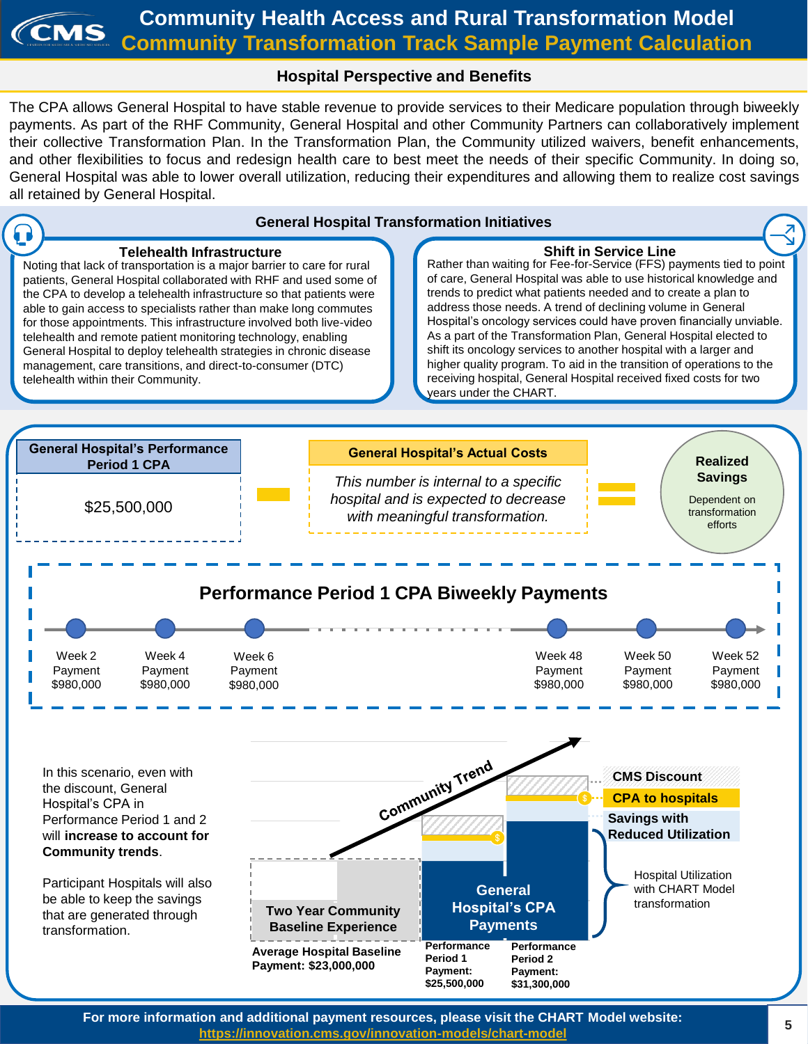# Community Health Access and Rural Transformation Model

## Community Transformation Track Sample Payment Calculation

### Hospital Perspective and Benefits

The CPA allows General Hospital to have stable revenue to provide services to their Medicare population through biweekly payments. As part of the RHF Community, General Hospital and other Community Partners can collaboratively implement their collective Transformation Plan. In the Transformation Plan, the Community utilized waivers, benefit enhancements, and other flexibilities to focus and redesign health care to best meet the needs of their specific Community. In doing so, General Hospital was able to lower overall utilization, reducing their expenditures and allowing them to realize cost savings all retained by General Hospital.

### General Hospital Transformation Initiatives

**Telehealth Infrastructure**

Noting that lack of transportation is a major barrier to care for rural patients, General Hospital collaborated with RHF and used some of the CPA to develop a telehealth infrastructure so that patients were able to gain access to specialists rather than make long commutes for those appointments. This infrastructure involved both live-video telehealth and remote patient monitoring technology, enabling General Hospital to deploy telehealth strategies in chronic disease management, care transitions, and direct-to-consumer (DTC) telehealth within their Community.

**Shift in Service Line**

Rather than waiting for Fee-for-Service (FFS) payments tied to point of care, General Hospital was able to use historical knowledge and trends to predict what patients needed and to create a plan to address those needs. A trend of declining volume in General Hospital's oncology services could have proven financially unviable. As a part of the Transformation Plan, General Hospital elected to shift its oncology services to another hospital with a larger and higher quality program. To aid in the transition of operations to the receiving hospital, General Hospital received fixed costs for two years under the CHART.

**General Hospital's Performance Period 1 CPA**

$25,500,000

−

**General Hospital's Actual Costs**

*This number is internal to a specific hospital and is expected to decrease with meaningful transformation.*

=

**Realized Savings**

Dependent on transformation efforts

### Performance Period 1 CPA Biweekly Payments

Week 2 Payment $980,000
Week 4 Payment $980,000
Week 6 Payment $980,000
Week 48 Payment $980,000
Week 50 Payment $980,000
Week 52 Payment $980,000

In this scenario, even with the discount, General Hospital's CPA in Performance Period 1 and 2 will **increase to account for Community trends**.

Participant Hospitals will also be able to keep the savings that are generated through transformation.

Community Trend

CMS Discount

CPA to hospitals

Savings with Reduced Utilization

Hospital Utilization with CHART Model transformation

Two Year Community Baseline Experience

General Hospital's CPA Payments

**Average Hospital Baseline Payment: $23,000,000**

**Performance Period 1 Payment: $25,500,000**

**Performance Period 2 Payment: $31,300,000**

**For more information and additional payment resources, please visit the CHART Model website:**
https://innovation.cms.gov/innovation-models/chart-model